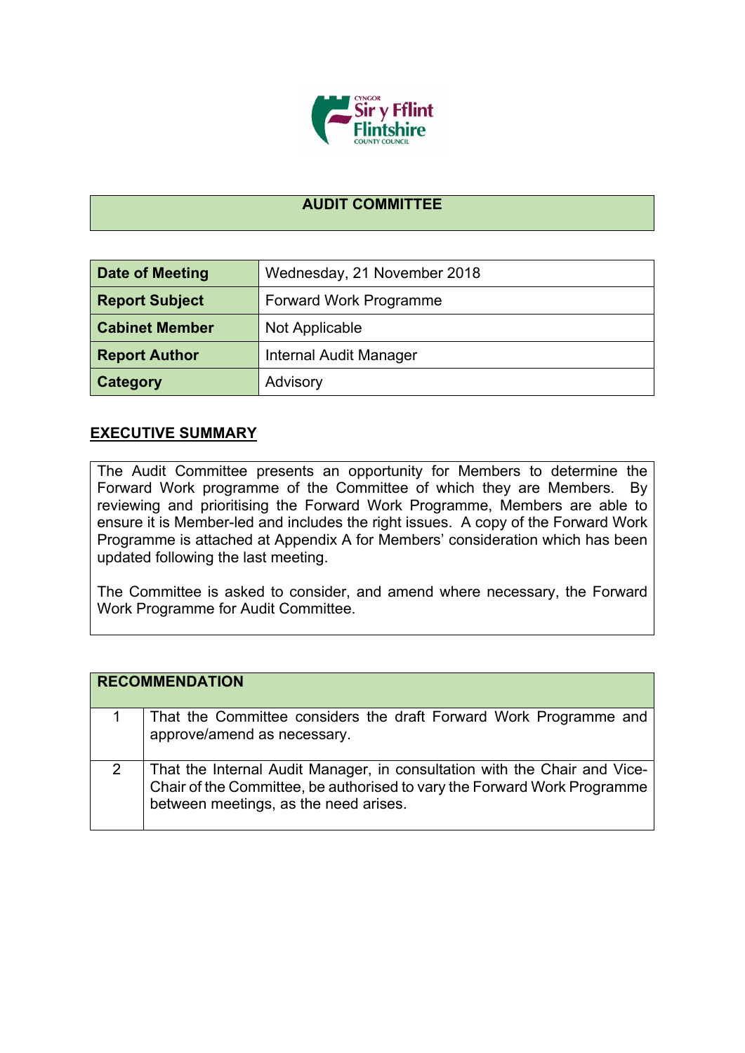# AUDIT COMMITTEE

| Date of Meeting | Wednesday, 21 November 2018 |
|---|---|
| Report Subject | Forward Work Programme |
| Cabinet Member | Not Applicable |
| Report Author | Internal Audit Manager |
| Category | Advisory |

## EXECUTIVE SUMMARY

The Audit Committee presents an opportunity for Members to determine the Forward Work programme of the Committee of which they are Members. By reviewing and prioritising the Forward Work Programme, Members are able to ensure it is Member-led and includes the right issues. A copy of the Forward Work Programme is attached at Appendix A for Members' consideration which has been updated following the last meeting.

The Committee is asked to consider, and amend where necessary, the Forward Work Programme for Audit Committee.

| RECOMMENDATION | |
|---|---|
| 1 | That the Committee considers the draft Forward Work Programme and approve/amend as necessary. |
| 2 | That the Internal Audit Manager, in consultation with the Chair and Vice-Chair of the Committee, be authorised to vary the Forward Work Programme between meetings, as the need arises. |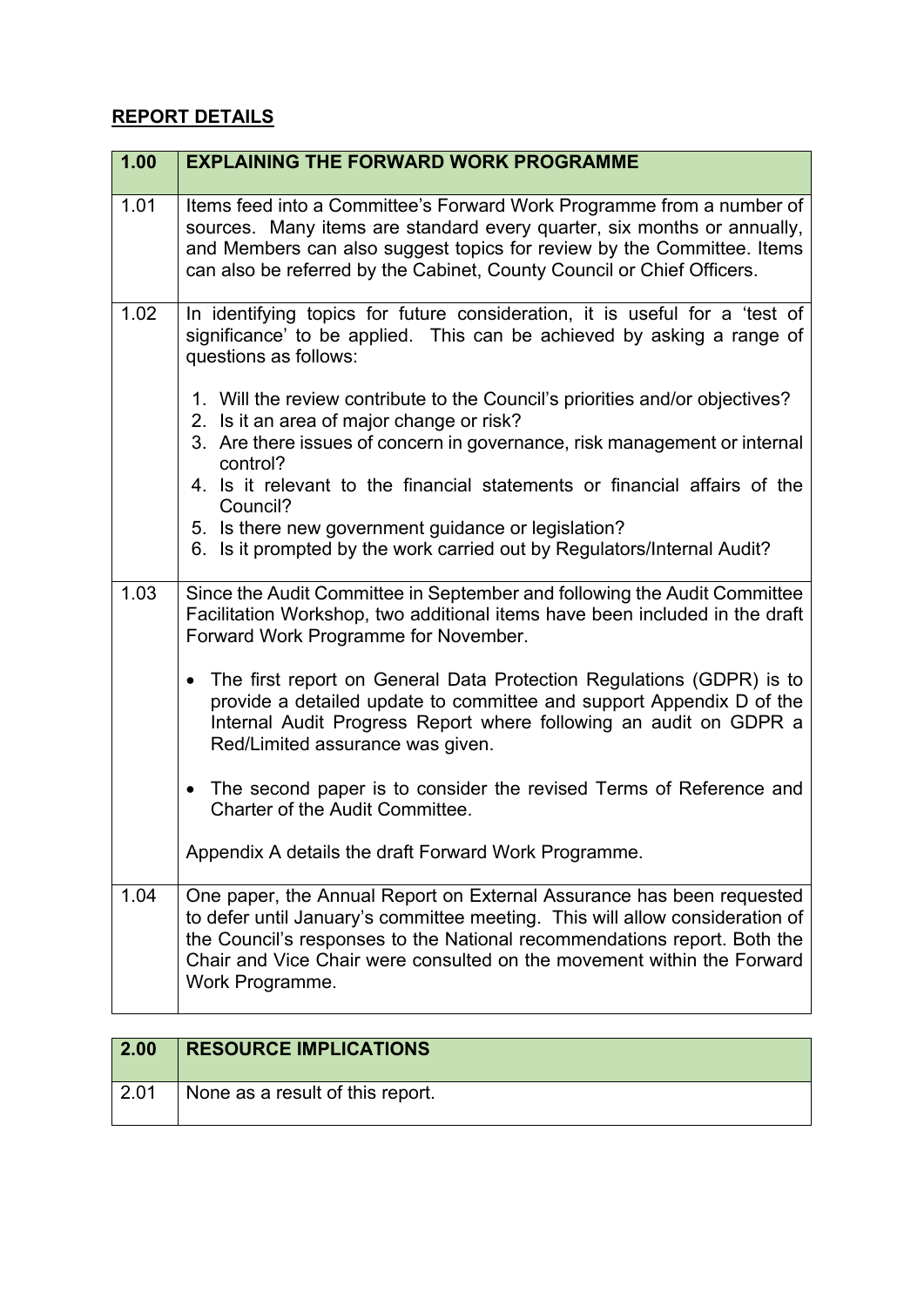## REPORT DETAILS

| 1.00 | EXPLAINING THE FORWARD WORK PROGRAMME |
|---|---|
| 1.01 | Items feed into a Committee's Forward Work Programme from a number of sources. Many items are standard every quarter, six months or annually, and Members can also suggest topics for review by the Committee. Items can also be referred by the Cabinet, County Council or Chief Officers. |
| 1.02 | In identifying topics for future consideration, it is useful for a 'test of significance' to be applied. This can be achieved by asking a range of questions as follows:<br><br>1. Will the review contribute to the Council's priorities and/or objectives?<br>2. Is it an area of major change or risk?<br>3. Are there issues of concern in governance, risk management or internal control?<br>4. Is it relevant to the financial statements or financial affairs of the Council?<br>5. Is there new government guidance or legislation?<br>6. Is it prompted by the work carried out by Regulators/Internal Audit? |
| 1.03 | Since the Audit Committee in September and following the Audit Committee Facilitation Workshop, two additional items have been included in the draft Forward Work Programme for November.<br><br>• The first report on General Data Protection Regulations (GDPR) is to provide a detailed update to committee and support Appendix D of the Internal Audit Progress Report where following an audit on GDPR a Red/Limited assurance was given.<br><br>• The second paper is to consider the revised Terms of Reference and Charter of the Audit Committee.<br><br>Appendix A details the draft Forward Work Programme. |
| 1.04 | One paper, the Annual Report on External Assurance has been requested to defer until January's committee meeting. This will allow consideration of the Council's responses to the National recommendations report. Both the Chair and Vice Chair were consulted on the movement within the Forward Work Programme. |

| 2.00 | RESOURCE IMPLICATIONS |
|---|---|
| 2.01 | None as a result of this report. |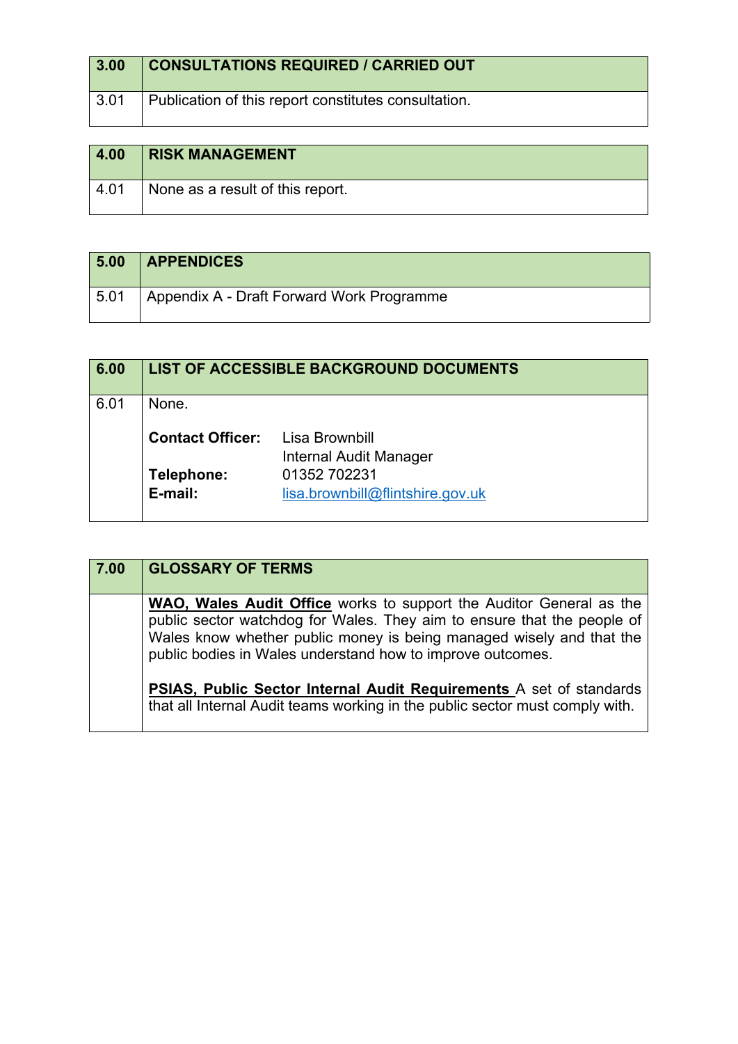| 3.00 | CONSULTATIONS REQUIRED / CARRIED OUT |
|---|---|
| 3.01 | Publication of this report constitutes consultation. |

| 4.00 | RISK MANAGEMENT |
|---|---|
| 4.01 | None as a result of this report. |

| 5.00 | APPENDICES |
|---|---|
| 5.01 | Appendix A - Draft Forward Work Programme |

| 6.00 | LIST OF ACCESSIBLE BACKGROUND DOCUMENTS |
|---|---|
| 6.01 | None.<br><br>**Contact Officer:** Lisa Brownbill<br>Internal Audit Manager<br>**Telephone:** 01352 702231<br>**E-mail:** lisa.brownbill@flintshire.gov.uk |

| 7.00 | GLOSSARY OF TERMS |
|---|---|
| | **WAO, Wales Audit Office** works to support the Auditor General as the public sector watchdog for Wales. They aim to ensure that the people of Wales know whether public money is being managed wisely and that the public bodies in Wales understand how to improve outcomes.<br><br>**PSIAS, Public Sector Internal Audit Requirements** A set of standards that all Internal Audit teams working in the public sector must comply with. |